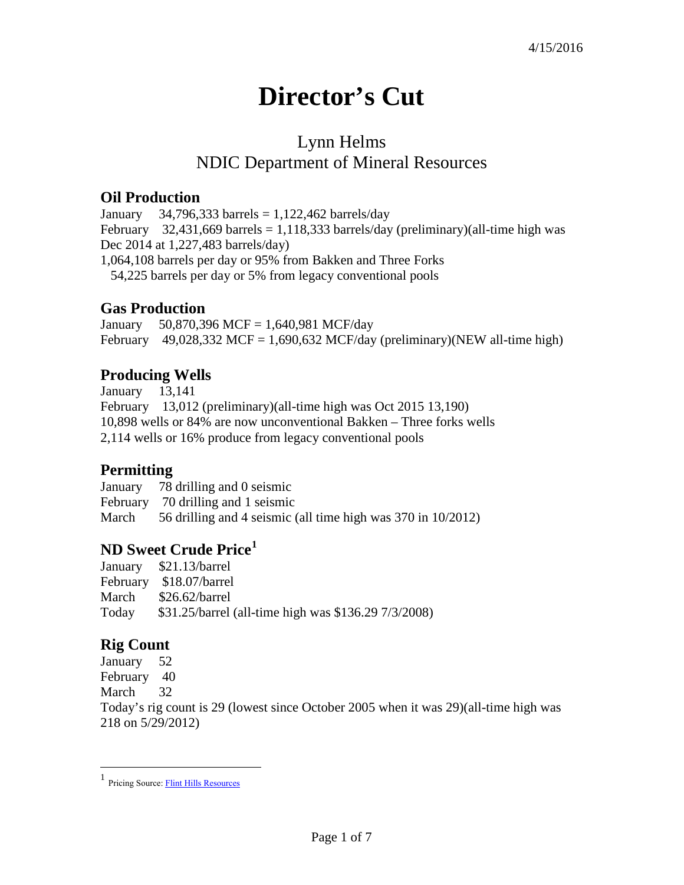4/15/2016

# Director's Cut

## Lynn Helms
## NDIC Department of Mineral Resources

### Oil Production

January 34,796,333 barrels = 1,122,462 barrels/day
February 32,431,669 barrels = 1,118,333 barrels/day (preliminary)(all-time high was Dec 2014 at 1,227,483 barrels/day)
1,064,108 barrels per day or 95% from Bakken and Three Forks
54,225 barrels per day or 5% from legacy conventional pools

### Gas Production

January 50,870,396 MCF = 1,640,981 MCF/day
February 49,028,332 MCF = 1,690,632 MCF/day (preliminary)(NEW all-time high)

### Producing Wells

January 13,141
February 13,012 (preliminary)(all-time high was Oct 2015 13,190)
10,898 wells or 84% are now unconventional Bakken – Three forks wells
2,114 wells or 16% produce from legacy conventional pools

### Permitting

January 78 drilling and 0 seismic
February 70 drilling and 1 seismic
March 56 drilling and 4 seismic (all time high was 370 in 10/2012)

### ND Sweet Crude Price[1]

January $21.13/barrel
February $18.07/barrel
March $26.62/barrel
Today $31.25/barrel (all-time high was $136.29 7/3/2008)

### Rig Count

January 52
February 40
March 32
Today's rig count is 29 (lowest since October 2005 when it was 29)(all-time high was 218 on 5/29/2012)

---

[1] Pricing Source: Flint Hills Resources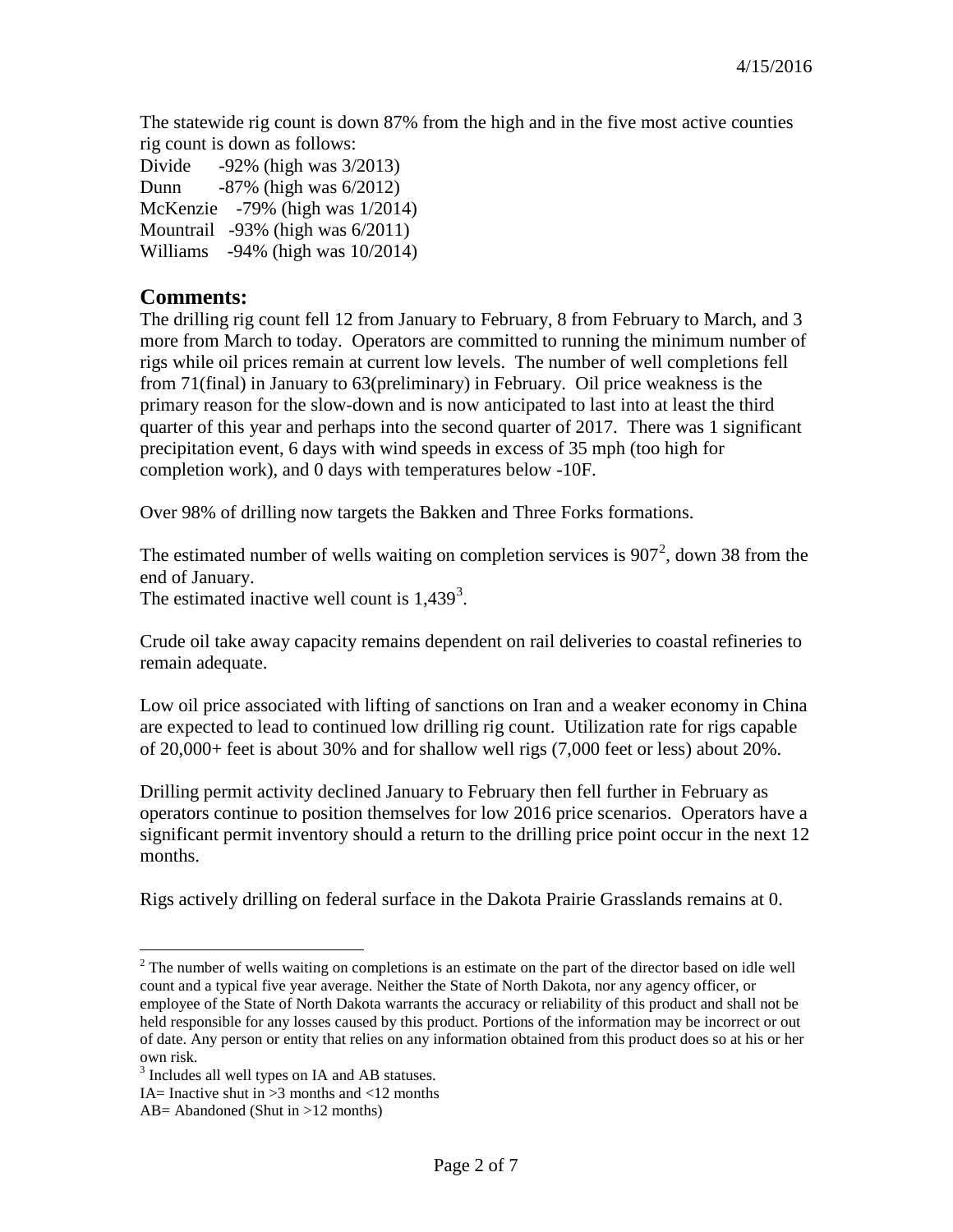4/15/2016

The statewide rig count is down 87% from the high and in the five most active counties rig count is down as follows:

Divide -92% (high was 3/2013)
Dunn -87% (high was 6/2012)
McKenzie -79% (high was 1/2014)
Mountrail -93% (high was 6/2011)
Williams -94% (high was 10/2014)

## Comments:

The drilling rig count fell 12 from January to February, 8 from February to March, and 3 more from March to today. Operators are committed to running the minimum number of rigs while oil prices remain at current low levels. The number of well completions fell from 71(final) in January to 63(preliminary) in February. Oil price weakness is the primary reason for the slow-down and is now anticipated to last into at least the third quarter of this year and perhaps into the second quarter of 2017. There was 1 significant precipitation event, 6 days with wind speeds in excess of 35 mph (too high for completion work), and 0 days with temperatures below -10F.

Over 98% of drilling now targets the Bakken and Three Forks formations.

The estimated number of wells waiting on completion services is 907[2], down 38 from the end of January.
The estimated inactive well count is 1,439[3].

Crude oil take away capacity remains dependent on rail deliveries to coastal refineries to remain adequate.

Low oil price associated with lifting of sanctions on Iran and a weaker economy in China are expected to lead to continued low drilling rig count. Utilization rate for rigs capable of 20,000+ feet is about 30% and for shallow well rigs (7,000 feet or less) about 20%.

Drilling permit activity declined January to February then fell further in February as operators continue to position themselves for low 2016 price scenarios. Operators have a significant permit inventory should a return to the drilling price point occur in the next 12 months.

Rigs actively drilling on federal surface in the Dakota Prairie Grasslands remains at 0.

---

[2] The number of wells waiting on completions is an estimate on the part of the director based on idle well count and a typical five year average. Neither the State of North Dakota, nor any agency officer, or employee of the State of North Dakota warrants the accuracy or reliability of this product and shall not be held responsible for any losses caused by this product. Portions of the information may be incorrect or out of date. Any person or entity that relies on any information obtained from this product does so at his or her own risk.

[3] Includes all well types on IA and AB statuses.
IA= Inactive shut in >3 months and <12 months
AB= Abandoned (Shut in >12 months)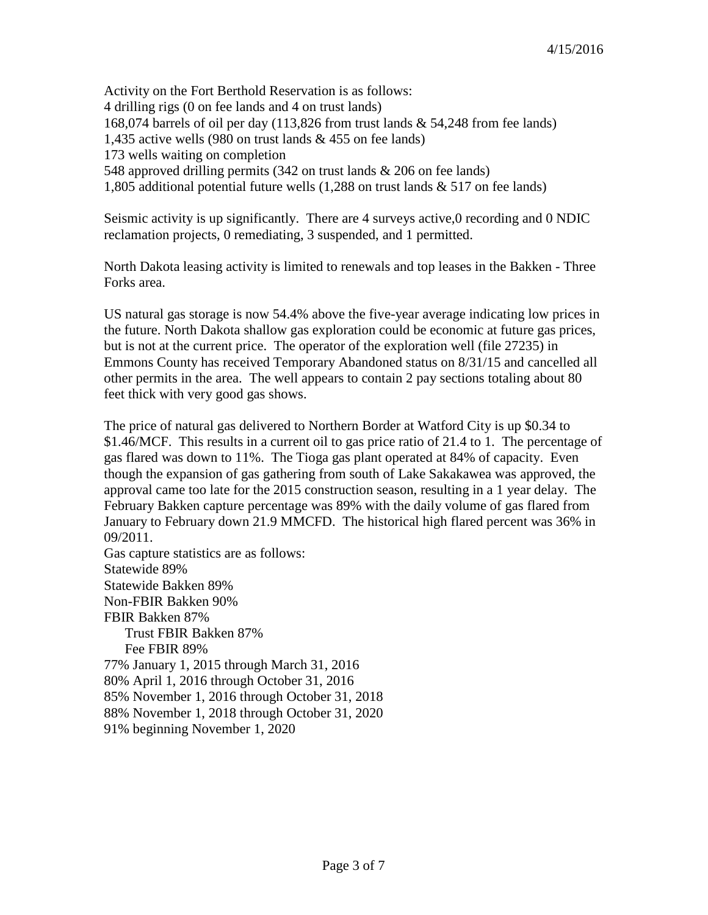4/15/2016

Activity on the Fort Berthold Reservation is as follows:
4 drilling rigs (0 on fee lands and 4 on trust lands)
168,074 barrels of oil per day (113,826 from trust lands & 54,248 from fee lands)
1,435 active wells (980 on trust lands & 455 on fee lands)
173 wells waiting on completion
548 approved drilling permits (342 on trust lands & 206 on fee lands)
1,805 additional potential future wells (1,288 on trust lands & 517 on fee lands)

Seismic activity is up significantly. There are 4 surveys active,0 recording and 0 NDIC reclamation projects, 0 remediating, 3 suspended, and 1 permitted.

North Dakota leasing activity is limited to renewals and top leases in the Bakken - Three Forks area.

US natural gas storage is now 54.4% above the five-year average indicating low prices in the future. North Dakota shallow gas exploration could be economic at future gas prices, but is not at the current price. The operator of the exploration well (file 27235) in Emmons County has received Temporary Abandoned status on 8/31/15 and cancelled all other permits in the area. The well appears to contain 2 pay sections totaling about 80 feet thick with very good gas shows.

The price of natural gas delivered to Northern Border at Watford City is up $0.34 to $1.46/MCF. This results in a current oil to gas price ratio of 21.4 to 1. The percentage of gas flared was down to 11%. The Tioga gas plant operated at 84% of capacity. Even though the expansion of gas gathering from south of Lake Sakakawea was approved, the approval came too late for the 2015 construction season, resulting in a 1 year delay. The February Bakken capture percentage was 89% with the daily volume of gas flared from January to February down 21.9 MMCFD. The historical high flared percent was 36% in 09/2011.

Gas capture statistics are as follows:
Statewide 89%
Statewide Bakken 89%
Non-FBIR Bakken 90%
FBIR Bakken 87%
- Trust FBIR Bakken 87%
- Fee FBIR 89%

77% January 1, 2015 through March 31, 2016
80% April 1, 2016 through October 31, 2016
85% November 1, 2016 through October 31, 2018
88% November 1, 2018 through October 31, 2020
91% beginning November 1, 2020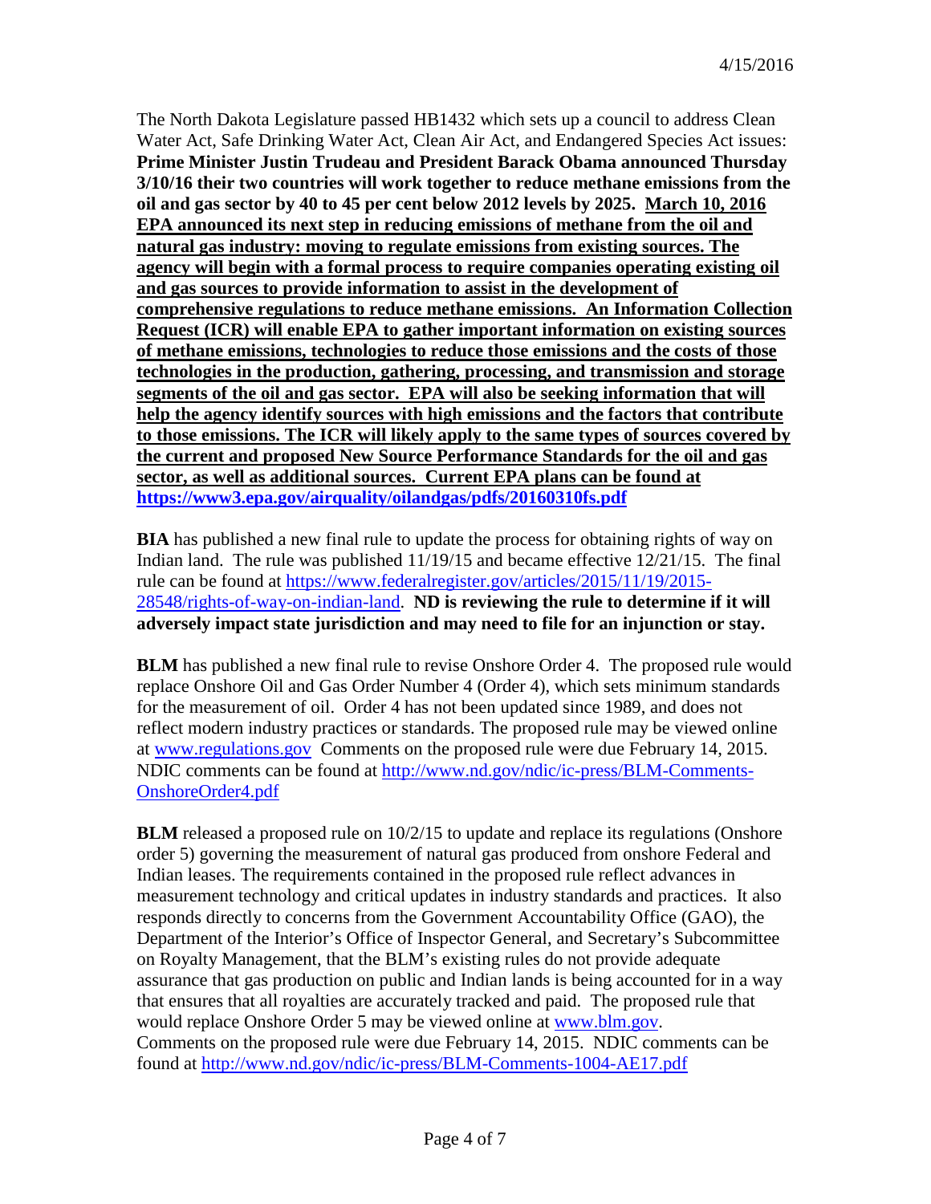The North Dakota Legislature passed HB1432 which sets up a council to address Clean Water Act, Safe Drinking Water Act, Clean Air Act, and Endangered Species Act issues: **Prime Minister Justin Trudeau and President Barack Obama announced Thursday 3/10/16 their two countries will work together to reduce methane emissions from the oil and gas sector by 40 to 45 per cent below 2012 levels by 2025.** <u>**March 10, 2016 EPA announced its next step in reducing emissions of methane from the oil and natural gas industry: moving to regulate emissions from existing sources. The agency will begin with a formal process to require companies operating existing oil and gas sources to provide information to assist in the development of comprehensive regulations to reduce methane emissions. An Information Collection Request (ICR) will enable EPA to gather important information on existing sources of methane emissions, technologies to reduce those emissions and the costs of those technologies in the production, gathering, processing, and transmission and storage segments of the oil and gas sector. EPA will also be seeking information that will help the agency identify sources with high emissions and the factors that contribute to those emissions. The ICR will likely apply to the same types of sources covered by the current and proposed New Source Performance Standards for the oil and gas sector, as well as additional sources. Current EPA plans can be found at**</u> **https://www3.epa.gov/airquality/oilandgas/pdfs/20160310fs.pdf**

**BIA** has published a new final rule to update the process for obtaining rights of way on Indian land. The rule was published 11/19/15 and became effective 12/21/15. The final rule can be found at https://www.federalregister.gov/articles/2015/11/19/2015-28548/rights-of-way-on-indian-land. **ND is reviewing the rule to determine if it will adversely impact state jurisdiction and may need to file for an injunction or stay.**

**BLM** has published a new final rule to revise Onshore Order 4. The proposed rule would replace Onshore Oil and Gas Order Number 4 (Order 4), which sets minimum standards for the measurement of oil. Order 4 has not been updated since 1989, and does not reflect modern industry practices or standards. The proposed rule may be viewed online at www.regulations.gov Comments on the proposed rule were due February 14, 2015. NDIC comments can be found at http://www.nd.gov/ndic/ic-press/BLM-Comments-OnshoreOrder4.pdf

**BLM** released a proposed rule on 10/2/15 to update and replace its regulations (Onshore order 5) governing the measurement of natural gas produced from onshore Federal and Indian leases. The requirements contained in the proposed rule reflect advances in measurement technology and critical updates in industry standards and practices. It also responds directly to concerns from the Government Accountability Office (GAO), the Department of the Interior's Office of Inspector General, and Secretary's Subcommittee on Royalty Management, that the BLM's existing rules do not provide adequate assurance that gas production on public and Indian lands is being accounted for in a way that ensures that all royalties are accurately tracked and paid. The proposed rule that would replace Onshore Order 5 may be viewed online at www.blm.gov. Comments on the proposed rule were due February 14, 2015. NDIC comments can be found at http://www.nd.gov/ndic/ic-press/BLM-Comments-1004-AE17.pdf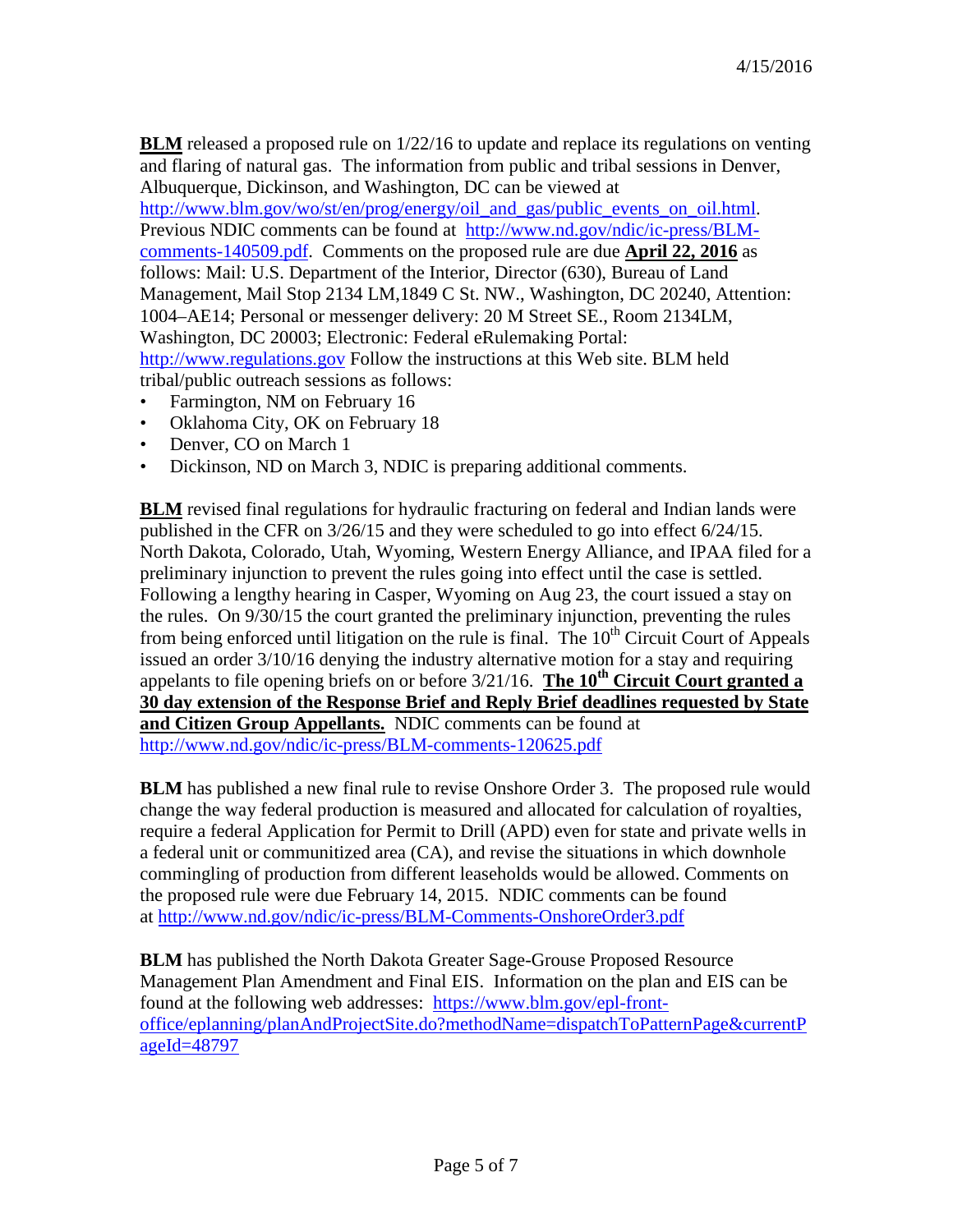**BLM** released a proposed rule on 1/22/16 to update and replace its regulations on venting and flaring of natural gas. The information from public and tribal sessions in Denver, Albuquerque, Dickinson, and Washington, DC can be viewed at http://www.blm.gov/wo/st/en/prog/energy/oil_and_gas/public_events_on_oil.html. Previous NDIC comments can be found at http://www.nd.gov/ndic/ic-press/BLM-comments-140509.pdf. Comments on the proposed rule are due **April 22, 2016** as follows: Mail: U.S. Department of the Interior, Director (630), Bureau of Land Management, Mail Stop 2134 LM,1849 C St. NW., Washington, DC 20240, Attention: 1004–AE14; Personal or messenger delivery: 20 M Street SE., Room 2134LM, Washington, DC 20003; Electronic: Federal eRulemaking Portal: http://www.regulations.gov Follow the instructions at this Web site. BLM held tribal/public outreach sessions as follows:

- Farmington, NM on February 16
- Oklahoma City, OK on February 18
- Denver, CO on March 1
- Dickinson, ND on March 3, NDIC is preparing additional comments.

**BLM** revised final regulations for hydraulic fracturing on federal and Indian lands were published in the CFR on 3/26/15 and they were scheduled to go into effect 6/24/15. North Dakota, Colorado, Utah, Wyoming, Western Energy Alliance, and IPAA filed for a preliminary injunction to prevent the rules going into effect until the case is settled. Following a lengthy hearing in Casper, Wyoming on Aug 23, the court issued a stay on the rules. On 9/30/15 the court granted the preliminary injunction, preventing the rules from being enforced until litigation on the rule is final. The 10th Circuit Court of Appeals issued an order 3/10/16 denying the industry alternative motion for a stay and requiring appelants to file opening briefs on or before 3/21/16. **The 10th Circuit Court granted a 30 day extension of the Response Brief and Reply Brief deadlines requested by State and Citizen Group Appellants.** NDIC comments can be found at http://www.nd.gov/ndic/ic-press/BLM-comments-120625.pdf

**BLM** has published a new final rule to revise Onshore Order 3. The proposed rule would change the way federal production is measured and allocated for calculation of royalties, require a federal Application for Permit to Drill (APD) even for state and private wells in a federal unit or communitized area (CA), and revise the situations in which downhole commingling of production from different leaseholds would be allowed. Comments on the proposed rule were due February 14, 2015. NDIC comments can be found at http://www.nd.gov/ndic/ic-press/BLM-Comments-OnshoreOrder3.pdf

**BLM** has published the North Dakota Greater Sage-Grouse Proposed Resource Management Plan Amendment and Final EIS. Information on the plan and EIS can be found at the following web addresses: https://www.blm.gov/epl-front-office/eplanning/planAndProjectSite.do?methodName=dispatchToPatternPage&currentPageId=48797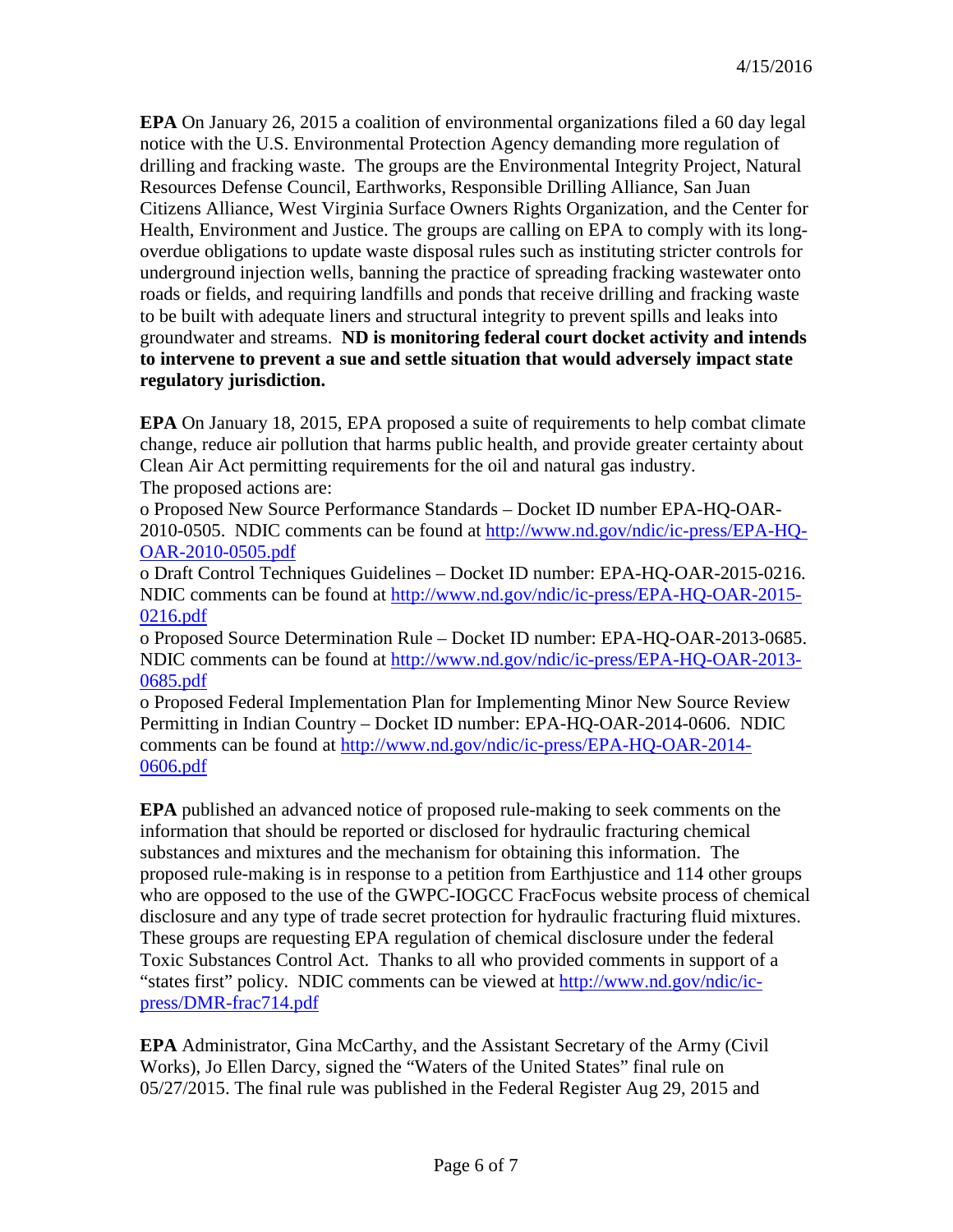**EPA** On January 26, 2015 a coalition of environmental organizations filed a 60 day legal notice with the U.S. Environmental Protection Agency demanding more regulation of drilling and fracking waste. The groups are the Environmental Integrity Project, Natural Resources Defense Council, Earthworks, Responsible Drilling Alliance, San Juan Citizens Alliance, West Virginia Surface Owners Rights Organization, and the Center for Health, Environment and Justice. The groups are calling on EPA to comply with its long-overdue obligations to update waste disposal rules such as instituting stricter controls for underground injection wells, banning the practice of spreading fracking wastewater onto roads or fields, and requiring landfills and ponds that receive drilling and fracking waste to be built with adequate liners and structural integrity to prevent spills and leaks into groundwater and streams. **ND is monitoring federal court docket activity and intends to intervene to prevent a sue and settle situation that would adversely impact state regulatory jurisdiction.**

**EPA** On January 18, 2015, EPA proposed a suite of requirements to help combat climate change, reduce air pollution that harms public health, and provide greater certainty about Clean Air Act permitting requirements for the oil and natural gas industry.
The proposed actions are:

- Proposed New Source Performance Standards – Docket ID number EPA-HQ-OAR-2010-0505. NDIC comments can be found at http://www.nd.gov/ndic/ic-press/EPA-HQ-OAR-2010-0505.pdf
- Draft Control Techniques Guidelines – Docket ID number: EPA-HQ-OAR-2015-0216. NDIC comments can be found at http://www.nd.gov/ndic/ic-press/EPA-HQ-OAR-2015-0216.pdf
- Proposed Source Determination Rule – Docket ID number: EPA-HQ-OAR-2013-0685. NDIC comments can be found at http://www.nd.gov/ndic/ic-press/EPA-HQ-OAR-2013-0685.pdf
- Proposed Federal Implementation Plan for Implementing Minor New Source Review Permitting in Indian Country – Docket ID number: EPA-HQ-OAR-2014-0606. NDIC comments can be found at http://www.nd.gov/ndic/ic-press/EPA-HQ-OAR-2014-0606.pdf

**EPA** published an advanced notice of proposed rule-making to seek comments on the information that should be reported or disclosed for hydraulic fracturing chemical substances and mixtures and the mechanism for obtaining this information. The proposed rule-making is in response to a petition from Earthjustice and 114 other groups who are opposed to the use of the GWPC-IOGCC FracFocus website process of chemical disclosure and any type of trade secret protection for hydraulic fracturing fluid mixtures. These groups are requesting EPA regulation of chemical disclosure under the federal Toxic Substances Control Act. Thanks to all who provided comments in support of a "states first" policy. NDIC comments can be viewed at http://www.nd.gov/ndic/ic-press/DMR-frac714.pdf

**EPA** Administrator, Gina McCarthy, and the Assistant Secretary of the Army (Civil Works), Jo Ellen Darcy, signed the "Waters of the United States" final rule on 05/27/2015. The final rule was published in the Federal Register Aug 29, 2015 and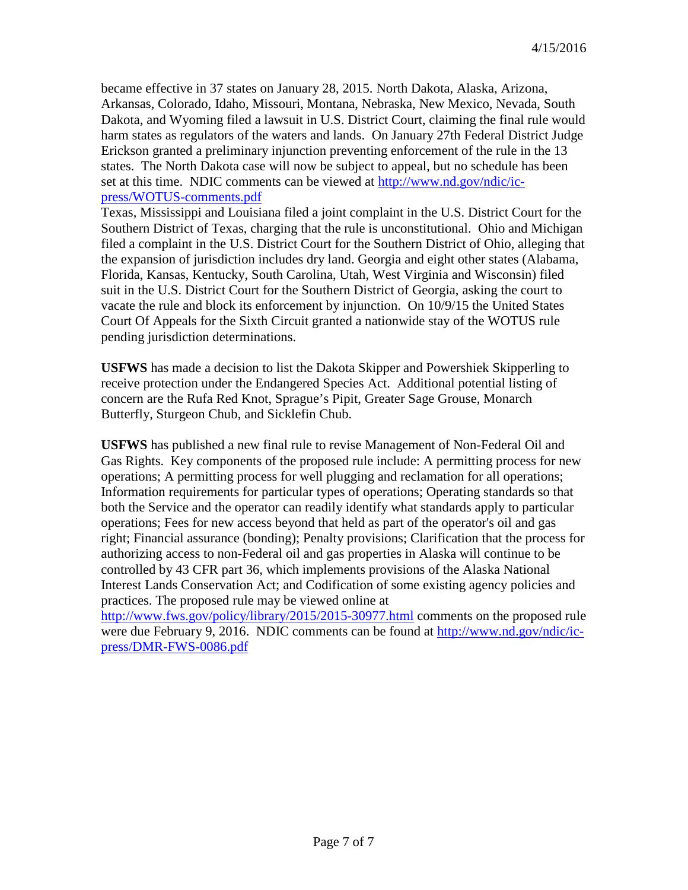became effective in 37 states on January 28, 2015. North Dakota, Alaska, Arizona, Arkansas, Colorado, Idaho, Missouri, Montana, Nebraska, New Mexico, Nevada, South Dakota, and Wyoming filed a lawsuit in U.S. District Court, claiming the final rule would harm states as regulators of the waters and lands. On January 27th Federal District Judge Erickson granted a preliminary injunction preventing enforcement of the rule in the 13 states. The North Dakota case will now be subject to appeal, but no schedule has been set at this time. NDIC comments can be viewed at [http://www.nd.gov/ndic/ic-press/WOTUS-comments.pdf](http://www.nd.gov/ndic/ic-press/WOTUS-comments.pdf)
Texas, Mississippi and Louisiana filed a joint complaint in the U.S. District Court for the Southern District of Texas, charging that the rule is unconstitutional. Ohio and Michigan filed a complaint in the U.S. District Court for the Southern District of Ohio, alleging that the expansion of jurisdiction includes dry land. Georgia and eight other states (Alabama, Florida, Kansas, Kentucky, South Carolina, Utah, West Virginia and Wisconsin) filed suit in the U.S. District Court for the Southern District of Georgia, asking the court to vacate the rule and block its enforcement by injunction. On 10/9/15 the United States Court Of Appeals for the Sixth Circuit granted a nationwide stay of the WOTUS rule pending jurisdiction determinations.

**USFWS** has made a decision to list the Dakota Skipper and Powershiek Skipperling to receive protection under the Endangered Species Act. Additional potential listing of concern are the Rufa Red Knot, Sprague's Pipit, Greater Sage Grouse, Monarch Butterfly, Sturgeon Chub, and Sicklefin Chub.

**USFWS** has published a new final rule to revise Management of Non-Federal Oil and Gas Rights. Key components of the proposed rule include: A permitting process for new operations; A permitting process for well plugging and reclamation for all operations; Information requirements for particular types of operations; Operating standards so that both the Service and the operator can readily identify what standards apply to particular operations; Fees for new access beyond that held as part of the operator's oil and gas right; Financial assurance (bonding); Penalty provisions; Clarification that the process for authorizing access to non-Federal oil and gas properties in Alaska will continue to be controlled by 43 CFR part 36, which implements provisions of the Alaska National Interest Lands Conservation Act; and Codification of some existing agency policies and practices. The proposed rule may be viewed online at [http://www.fws.gov/policy/library/2015/2015-30977.html](http://www.fws.gov/policy/library/2015/2015-30977.html) comments on the proposed rule were due February 9, 2016. NDIC comments can be found at [http://www.nd.gov/ndic/ic-press/DMR-FWS-0086.pdf](http://www.nd.gov/ndic/ic-press/DMR-FWS-0086.pdf)